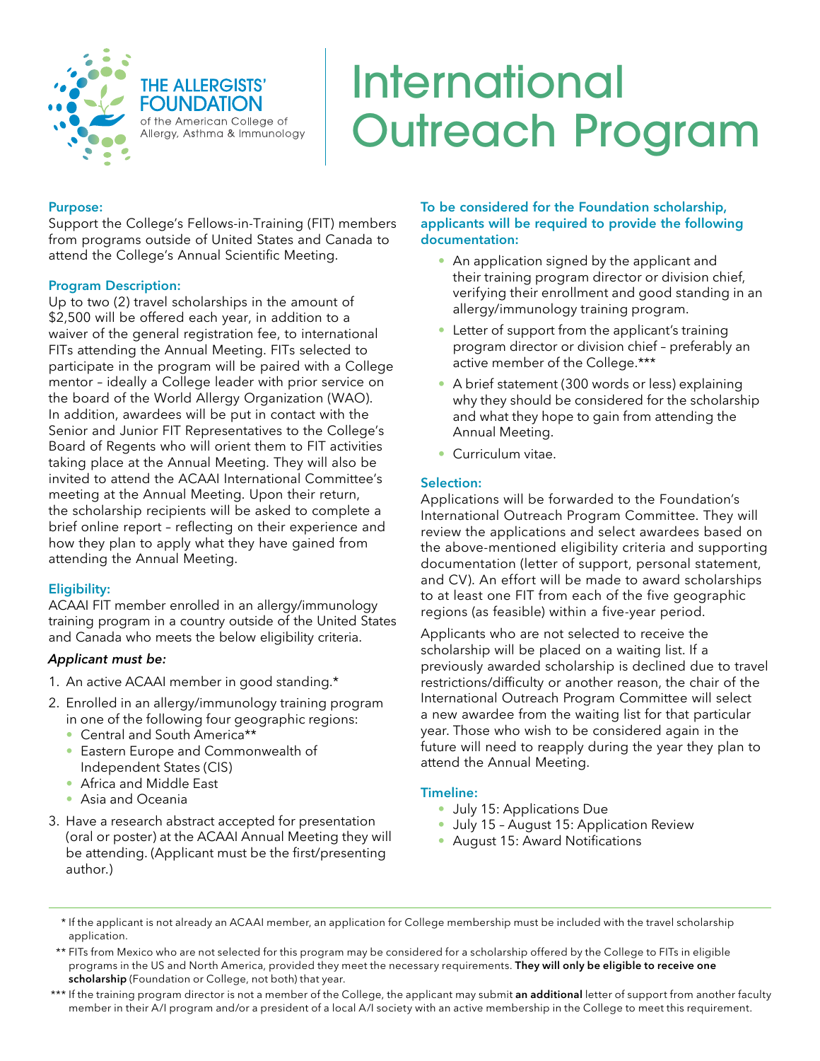THE ALLERGISTS' FOUNDATION
of the American College of Allergy, Asthma & Immunology

# International Outreach Program

### Purpose:

Support the College's Fellows-in-Training (FIT) members from programs outside of United States and Canada to attend the College's Annual Scientific Meeting.

### Program Description:

Up to two (2) travel scholarships in the amount of $2,500 will be offered each year, in addition to a waiver of the general registration fee, to international FITs attending the Annual Meeting. FITs selected to participate in the program will be paired with a College mentor – ideally a College leader with prior service on the board of the World Allergy Organization (WAO). In addition, awardees will be put in contact with the Senior and Junior FIT Representatives to the College's Board of Regents who will orient them to FIT activities taking place at the Annual Meeting. They will also be invited to attend the ACAAI International Committee's meeting at the Annual Meeting. Upon their return, the scholarship recipients will be asked to complete a brief online report – reflecting on their experience and how they plan to apply what they have gained from attending the Annual Meeting.

### Eligibility:

ACAAI FIT member enrolled in an allergy/immunology training program in a country outside of the United States and Canada who meets the below eligibility criteria.

***Applicant must be:***

1. An active ACAAI member in good standing.*
2. Enrolled in an allergy/immunology training program in one of the following four geographic regions:
   - Central and South America**
   - Eastern Europe and Commonwealth of Independent States (CIS)
   - Africa and Middle East
   - Asia and Oceania
3. Have a research abstract accepted for presentation (oral or poster) at the ACAAI Annual Meeting they will be attending. (Applicant must be the first/presenting author.)

### To be considered for the Foundation scholarship, applicants will be required to provide the following documentation:

- An application signed by the applicant and their training program director or division chief, verifying their enrollment and good standing in an allergy/immunology training program.
- Letter of support from the applicant's training program director or division chief – preferably an active member of the College.***
- A brief statement (300 words or less) explaining why they should be considered for the scholarship and what they hope to gain from attending the Annual Meeting.
- Curriculum vitae.

### Selection:

Applications will be forwarded to the Foundation's International Outreach Program Committee. They will review the applications and select awardees based on the above-mentioned eligibility criteria and supporting documentation (letter of support, personal statement, and CV). An effort will be made to award scholarships to at least one FIT from each of the five geographic regions (as feasible) within a five-year period.

Applicants who are not selected to receive the scholarship will be placed on a waiting list. If a previously awarded scholarship is declined due to travel restrictions/difficulty or another reason, the chair of the International Outreach Program Committee will select a new awardee from the waiting list for that particular year. Those who wish to be considered again in the future will need to reapply during the year they plan to attend the Annual Meeting.

### Timeline:

- July 15: Applications Due
- July 15 – August 15: Application Review
- August 15: Award Notifications

---

\* If the applicant is not already an ACAAI member, an application for College membership must be included with the travel scholarship application.

** FITs from Mexico who are not selected for this program may be considered for a scholarship offered by the College to FITs in eligible programs in the US and North America, provided they meet the necessary requirements. **They will only be eligible to receive one scholarship** (Foundation or College, not both) that year.

*** If the training program director is not a member of the College, the applicant may submit **an additional** letter of support from another faculty member in their A/I program and/or a president of a local A/I society with an active membership in the College to meet this requirement.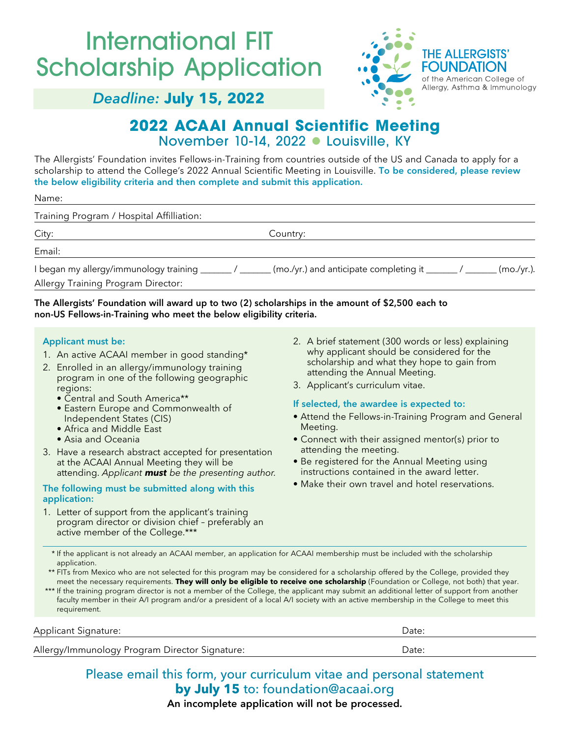# International FIT Scholarship Application

*Deadline:* **July 15, 2022**

THE ALLERGISTS' FOUNDATION
of the American College of Allergy, Asthma & Immunology

## 2022 ACAAI Annual Scientific Meeting

November 10-14, 2022 ● Louisville, KY

The Allergists' Foundation invites Fellows-in-Training from countries outside of the US and Canada to apply for a scholarship to attend the College's 2022 Annual Scientific Meeting in Louisville. **To be considered, please review the below eligibility criteria and then complete and submit this application.**

Name:

Training Program / Hospital Affilliation:

City: Country:

Email:

I began my allergy/immunology training ______ / ______ (mo./yr.) and anticipate completing it ______ / ______ (mo./yr.).

Allergy Training Program Director:

**The Allergists' Foundation will award up to two (2) scholarships in the amount of $2,500 each to non-US Fellows-in-Training who meet the below eligibility criteria.**

**Applicant must be:**

1. An active ACAAI member in good standing*
2. Enrolled in an allergy/immunology training program in one of the following geographic regions:
   - Central and South America**
   - Eastern Europe and Commonwealth of Independent States (CIS)
   - Africa and Middle East
   - Asia and Oceania
3. Have a research abstract accepted for presentation at the ACAAI Annual Meeting they will be attending. *Applicant **must** be the presenting author.*

**The following must be submitted along with this application:**

1. Letter of support from the applicant's training program director or division chief – preferably an active member of the College.***
2. A brief statement (300 words or less) explaining why applicant should be considered for the scholarship and what they hope to gain from attending the Annual Meeting.
3. Applicant's curriculum vitae.

**If selected, the awardee is expected to:**

- Attend the Fellows-in-Training Program and General Meeting.
- Connect with their assigned mentor(s) prior to attending the meeting.
- Be registered for the Annual Meeting using instructions contained in the award letter.
- Make their own travel and hotel reservations.

\* If the applicant is not already an ACAAI member, an application for ACAAI membership must be included with the scholarship application.

** FITs from Mexico who are not selected for this program may be considered for a scholarship offered by the College, provided they meet the necessary requirements. **They will only be eligible to receive one scholarship** (Foundation or College, not both) that year.

*** If the training program director is not a member of the College, the applicant may submit an additional letter of support from another faculty member in their A/I program and/or a president of a local A/I society with an active membership in the College to meet this requirement.

Applicant Signature: Date:

Allergy/Immunology Program Director Signature: Date:

Please email this form, your curriculum vitae and personal statement **by July 15** to: foundation@acaai.org

**An incomplete application will not be processed.**